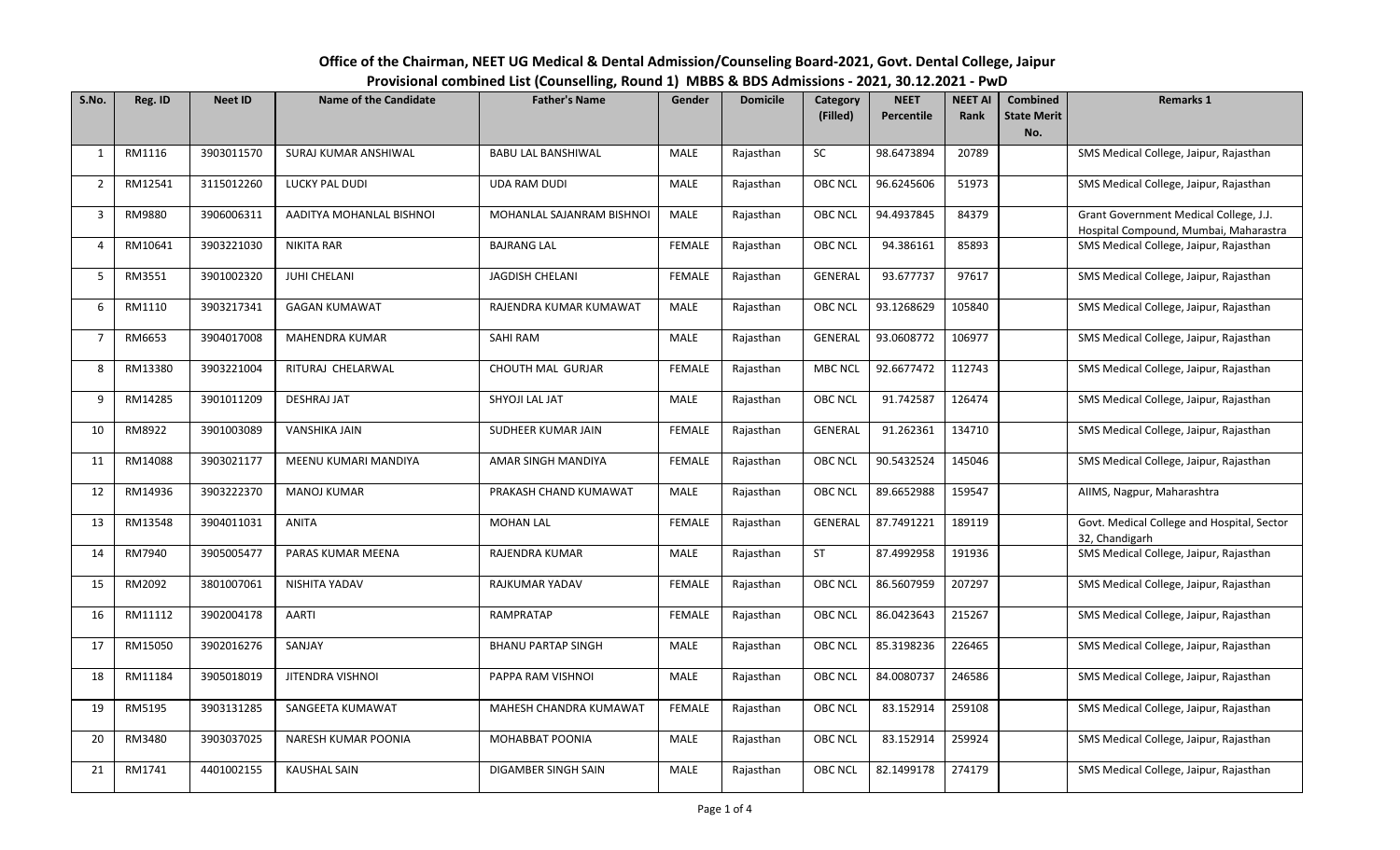# Office of the Chairman, NEET UG Medical & Dental Admission/Counseling Board-2021, Govt. Dental College, Jaipur

## Provisional combined List (Counselling, Round 1) MBBS & BDS Admissions - 2021, 30.12.2021 - PwD

| S.No. | Reg. ID | Neet ID | Name of the Candidate | Father's Name | Gender | Domicile | Category (Filled) | NEET Percentile | NEET AI Rank | Combined State Merit No. | Remarks 1 |
|---|---|---|---|---|---|---|---|---|---|---|---|
| 1 | RM1116 | 3903011570 | SURAJ KUMAR ANSHIWAL | BABU LAL BANSHIWAL | MALE | Rajasthan | SC | 98.6473894 | 20789 | | SMS Medical College, Jaipur, Rajasthan |
| 2 | RM12541 | 3115012260 | LUCKY PAL DUDI | UDA RAM DUDI | MALE | Rajasthan | OBC NCL | 96.6245606 | 51973 | | SMS Medical College, Jaipur, Rajasthan |
| 3 | RM9880 | 3906006311 | AADITYA MOHANLAL BISHNOI | MOHANLAL SAJANRAM BISHNOI | MALE | Rajasthan | OBC NCL | 94.4937845 | 84379 | | Grant Government Medical College, J.J. Hospital Compound, Mumbai, Maharastra |
| 4 | RM10641 | 3903221030 | NIKITA RAR | BAJRANG LAL | FEMALE | Rajasthan | OBC NCL | 94.386161 | 85893 | | SMS Medical College, Jaipur, Rajasthan |
| 5 | RM3551 | 3901002320 | JUHI CHELANI | JAGDISH CHELANI | FEMALE | Rajasthan | GENERAL | 93.677737 | 97617 | | SMS Medical College, Jaipur, Rajasthan |
| 6 | RM1110 | 3903217341 | GAGAN KUMAWAT | RAJENDRA KUMAR KUMAWAT | MALE | Rajasthan | OBC NCL | 93.1268629 | 105840 | | SMS Medical College, Jaipur, Rajasthan |
| 7 | RM6653 | 3904017008 | MAHENDRA KUMAR | SAHI RAM | MALE | Rajasthan | GENERAL | 93.0608772 | 106977 | | SMS Medical College, Jaipur, Rajasthan |
| 8 | RM13380 | 3903221004 | RITURAJ CHELARWAL | CHOUTH MAL GURJAR | FEMALE | Rajasthan | MBC NCL | 92.6677472 | 112743 | | SMS Medical College, Jaipur, Rajasthan |
| 9 | RM14285 | 3901011209 | DESHRAJ JAT | SHYOJI LAL JAT | MALE | Rajasthan | OBC NCL | 91.742587 | 126474 | | SMS Medical College, Jaipur, Rajasthan |
| 10 | RM8922 | 3901003089 | VANSHIKA JAIN | SUDHEER KUMAR JAIN | FEMALE | Rajasthan | GENERAL | 91.262361 | 134710 | | SMS Medical College, Jaipur, Rajasthan |
| 11 | RM14088 | 3903021177 | MEENU KUMARI MANDIYA | AMAR SINGH MANDIYA | FEMALE | Rajasthan | OBC NCL | 90.5432524 | 145046 | | SMS Medical College, Jaipur, Rajasthan |
| 12 | RM14936 | 3903222370 | MANOJ KUMAR | PRAKASH CHAND KUMAWAT | MALE | Rajasthan | OBC NCL | 89.6652988 | 159547 | | AIIMS, Nagpur, Maharashtra |
| 13 | RM13548 | 3904011031 | ANITA | MOHAN LAL | FEMALE | Rajasthan | GENERAL | 87.7491221 | 189119 | | Govt. Medical College and Hospital, Sector 32, Chandigarh |
| 14 | RM7940 | 3905005477 | PARAS KUMAR MEENA | RAJENDRA KUMAR | MALE | Rajasthan | ST | 87.4992958 | 191936 | | SMS Medical College, Jaipur, Rajasthan |
| 15 | RM2092 | 3801007061 | NISHITA YADAV | RAJKUMAR YADAV | FEMALE | Rajasthan | OBC NCL | 86.5607959 | 207297 | | SMS Medical College, Jaipur, Rajasthan |
| 16 | RM11112 | 3902004178 | AARTI | RAMPRATAP | FEMALE | Rajasthan | OBC NCL | 86.0423643 | 215267 | | SMS Medical College, Jaipur, Rajasthan |
| 17 | RM15050 | 3902016276 | SANJAY | BHANU PARTAP SINGH | MALE | Rajasthan | OBC NCL | 85.3198236 | 226465 | | SMS Medical College, Jaipur, Rajasthan |
| 18 | RM11184 | 3905018019 | JITENDRA VISHNOI | PAPPA RAM VISHNOI | MALE | Rajasthan | OBC NCL | 84.0080737 | 246586 | | SMS Medical College, Jaipur, Rajasthan |
| 19 | RM5195 | 3903131285 | SANGEETA KUMAWAT | MAHESH CHANDRA KUMAWAT | FEMALE | Rajasthan | OBC NCL | 83.152914 | 259108 | | SMS Medical College, Jaipur, Rajasthan |
| 20 | RM3480 | 3903037025 | NARESH KUMAR POONIA | MOHABBAT POONIA | MALE | Rajasthan | OBC NCL | 83.152914 | 259924 | | SMS Medical College, Jaipur, Rajasthan |
| 21 | RM1741 | 4401002155 | KAUSHAL SAIN | DIGAMBER SINGH SAIN | MALE | Rajasthan | OBC NCL | 82.1499178 | 274179 | | SMS Medical College, Jaipur, Rajasthan |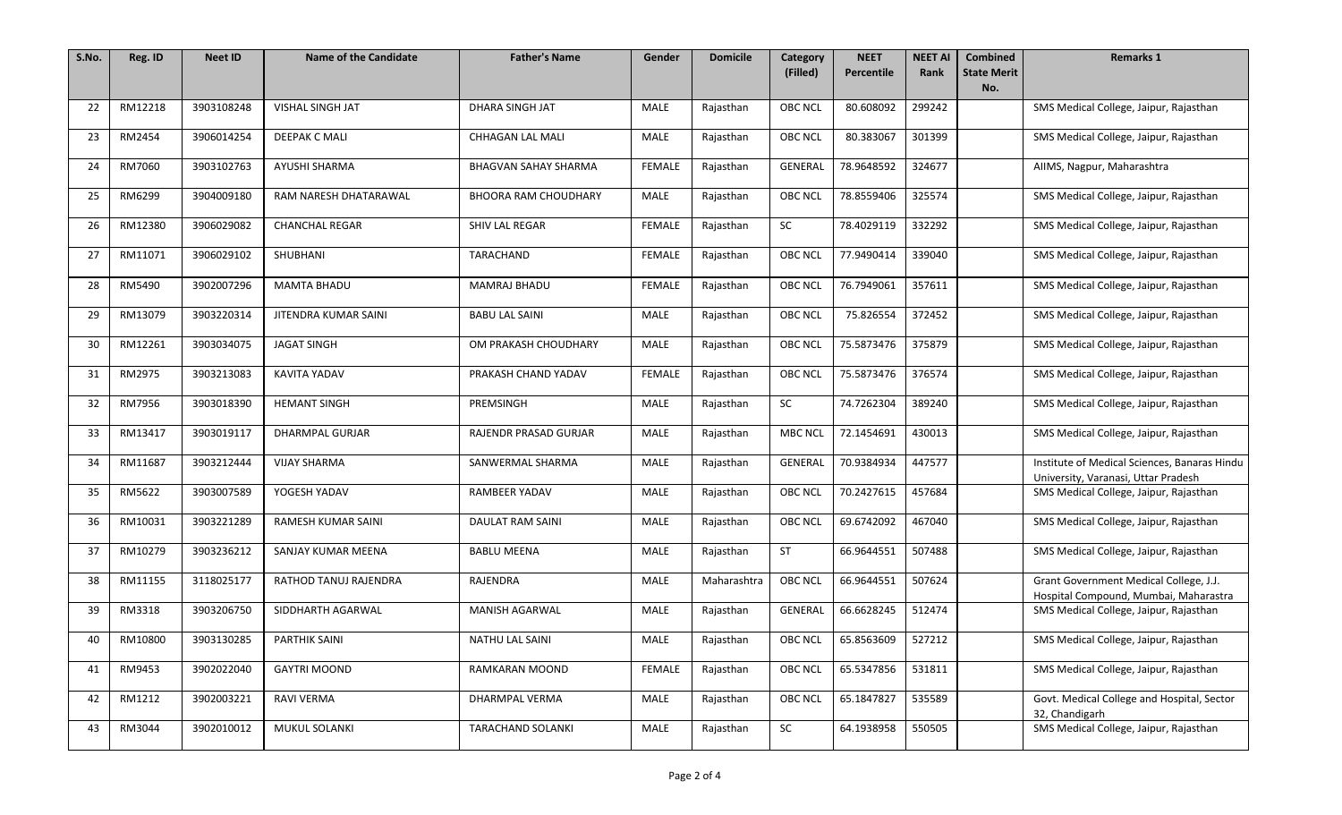| S.No. | Reg. ID | Neet ID | Name of the Candidate | Father's Name | Gender | Domicile | Category (Filled) | NEET Percentile | NEET AI Rank | Combined State Merit No. | Remarks 1 |
|---|---|---|---|---|---|---|---|---|---|---|---|
| 22 | RM12218 | 3903108248 | VISHAL SINGH JAT | DHARA SINGH JAT | MALE | Rajasthan | OBC NCL | 80.608092 | 299242 | | SMS Medical College, Jaipur, Rajasthan |
| 23 | RM2454 | 3906014254 | DEEPAK C MALI | CHHAGAN LAL MALI | MALE | Rajasthan | OBC NCL | 80.383067 | 301399 | | SMS Medical College, Jaipur, Rajasthan |
| 24 | RM7060 | 3903102763 | AYUSHI SHARMA | BHAGVAN SAHAY SHARMA | FEMALE | Rajasthan | GENERAL | 78.9648592 | 324677 | | AIIMS, Nagpur, Maharashtra |
| 25 | RM6299 | 3904009180 | RAM NARESH DHATARAWAL | BHOORA RAM CHOUDHARY | MALE | Rajasthan | OBC NCL | 78.8559406 | 325574 | | SMS Medical College, Jaipur, Rajasthan |
| 26 | RM12380 | 3906029082 | CHANCHAL REGAR | SHIV LAL REGAR | FEMALE | Rajasthan | SC | 78.4029119 | 332292 | | SMS Medical College, Jaipur, Rajasthan |
| 27 | RM11071 | 3906029102 | SHUBHANI | TARACHAND | FEMALE | Rajasthan | OBC NCL | 77.9490414 | 339040 | | SMS Medical College, Jaipur, Rajasthan |
| 28 | RM5490 | 3902007296 | MAMTA BHADU | MAMRAJ BHADU | FEMALE | Rajasthan | OBC NCL | 76.7949061 | 357611 | | SMS Medical College, Jaipur, Rajasthan |
| 29 | RM13079 | 3903220314 | JITENDRA KUMAR SAINI | BABU LAL SAINI | MALE | Rajasthan | OBC NCL | 75.826554 | 372452 | | SMS Medical College, Jaipur, Rajasthan |
| 30 | RM12261 | 3903034075 | JAGAT SINGH | OM PRAKASH CHOUDHARY | MALE | Rajasthan | OBC NCL | 75.5873476 | 375879 | | SMS Medical College, Jaipur, Rajasthan |
| 31 | RM2975 | 3903213083 | KAVITA YADAV | PRAKASH CHAND YADAV | FEMALE | Rajasthan | OBC NCL | 75.5873476 | 376574 | | SMS Medical College, Jaipur, Rajasthan |
| 32 | RM7956 | 3903018390 | HEMANT SINGH | PREMSINGH | MALE | Rajasthan | SC | 74.7262304 | 389240 | | SMS Medical College, Jaipur, Rajasthan |
| 33 | RM13417 | 3903019117 | DHARMPAL GURJAR | RAJENDR PRASAD GURJAR | MALE | Rajasthan | MBC NCL | 72.1454691 | 430013 | | SMS Medical College, Jaipur, Rajasthan |
| 34 | RM11687 | 3903212444 | VIJAY SHARMA | SANWERMAL SHARMA | MALE | Rajasthan | GENERAL | 70.9384934 | 447577 | | Institute of Medical Sciences, Banaras Hindu University, Varanasi, Uttar Pradesh |
| 35 | RM5622 | 3903007589 | YOGESH YADAV | RAMBEER YADAV | MALE | Rajasthan | OBC NCL | 70.2427615 | 457684 | | SMS Medical College, Jaipur, Rajasthan |
| 36 | RM10031 | 3903221289 | RAMESH KUMAR SAINI | DAULAT RAM SAINI | MALE | Rajasthan | OBC NCL | 69.6742092 | 467040 | | SMS Medical College, Jaipur, Rajasthan |
| 37 | RM10279 | 3903236212 | SANJAY KUMAR MEENA | BABLU MEENA | MALE | Rajasthan | ST | 66.9644551 | 507488 | | SMS Medical College, Jaipur, Rajasthan |
| 38 | RM11155 | 3118025177 | RATHOD TANUJ RAJENDRA | RAJENDRA | MALE | Maharashtra | OBC NCL | 66.9644551 | 507624 | | Grant Government Medical College, J.J. Hospital Compound, Mumbai, Maharastra |
| 39 | RM3318 | 3903206750 | SIDDHARTH AGARWAL | MANISH AGARWAL | MALE | Rajasthan | GENERAL | 66.6628245 | 512474 | | SMS Medical College, Jaipur, Rajasthan |
| 40 | RM10800 | 3903130285 | PARTHIK SAINI | NATHU LAL SAINI | MALE | Rajasthan | OBC NCL | 65.8563609 | 527212 | | SMS Medical College, Jaipur, Rajasthan |
| 41 | RM9453 | 3902022040 | GAYTRI MOOND | RAMKARAN MOOND | FEMALE | Rajasthan | OBC NCL | 65.5347856 | 531811 | | SMS Medical College, Jaipur, Rajasthan |
| 42 | RM1212 | 3902003221 | RAVI VERMA | DHARMPAL VERMA | MALE | Rajasthan | OBC NCL | 65.1847827 | 535589 | | Govt. Medical College and Hospital, Sector 32, Chandigarh |
| 43 | RM3044 | 3902010012 | MUKUL SOLANKI | TARACHAND SOLANKI | MALE | Rajasthan | SC | 64.1938958 | 550505 | | SMS Medical College, Jaipur, Rajasthan |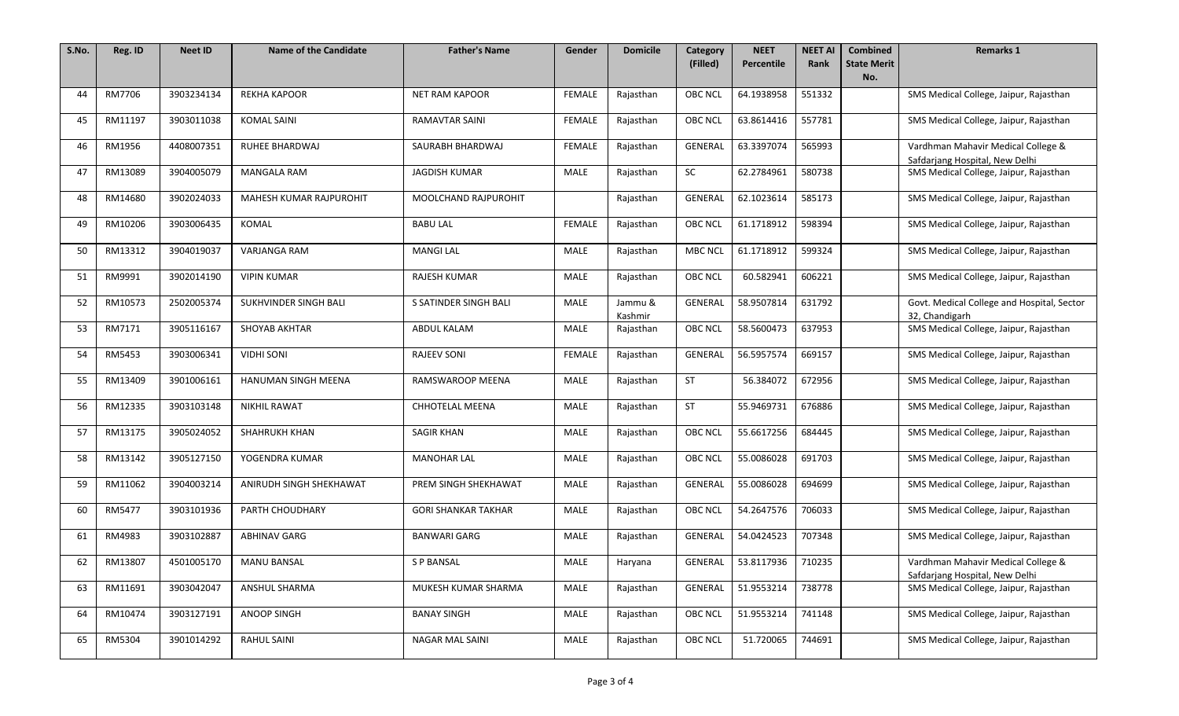| S.No. | Reg. ID | Neet ID | Name of the Candidate | Father's Name | Gender | Domicile | Category (Filled) | NEET Percentile | NEET AI Rank | Combined State Merit No. | Remarks 1 |
|---|---|---|---|---|---|---|---|---|---|---|---|
| 44 | RM7706 | 3903234134 | REKHA KAPOOR | NET RAM KAPOOR | FEMALE | Rajasthan | OBC NCL | 64.1938958 | 551332 | | SMS Medical College, Jaipur, Rajasthan |
| 45 | RM11197 | 3903011038 | KOMAL SAINI | RAMAVTAR SAINI | FEMALE | Rajasthan | OBC NCL | 63.8614416 | 557781 | | SMS Medical College, Jaipur, Rajasthan |
| 46 | RM1956 | 4408007351 | RUHEE BHARDWAJ | SAURABH BHARDWAJ | FEMALE | Rajasthan | GENERAL | 63.3397074 | 565993 | | Vardhman Mahavir Medical College & Safdarjang Hospital, New Delhi |
| 47 | RM13089 | 3904005079 | MANGALA RAM | JAGDISH KUMAR | MALE | Rajasthan | SC | 62.2784961 | 580738 | | SMS Medical College, Jaipur, Rajasthan |
| 48 | RM14680 | 3902024033 | MAHESH KUMAR RAJPUROHIT | MOOLCHAND RAJPUROHIT | | Rajasthan | GENERAL | 62.1023614 | 585173 | | SMS Medical College, Jaipur, Rajasthan |
| 49 | RM10206 | 3903006435 | KOMAL | BABU LAL | FEMALE | Rajasthan | OBC NCL | 61.1718912 | 598394 | | SMS Medical College, Jaipur, Rajasthan |
| 50 | RM13312 | 3904019037 | VARJANGA RAM | MANGI LAL | MALE | Rajasthan | MBC NCL | 61.1718912 | 599324 | | SMS Medical College, Jaipur, Rajasthan |
| 51 | RM9991 | 3902014190 | VIPIN KUMAR | RAJESH KUMAR | MALE | Rajasthan | OBC NCL | 60.582941 | 606221 | | SMS Medical College, Jaipur, Rajasthan |
| 52 | RM10573 | 2502005374 | SUKHVINDER SINGH BALI | S SATINDER SINGH BALI | MALE | Jammu & Kashmir | GENERAL | 58.9507814 | 631792 | | Govt. Medical College and Hospital, Sector 32, Chandigarh |
| 53 | RM7171 | 3905116167 | SHOYAB AKHTAR | ABDUL KALAM | MALE | Rajasthan | OBC NCL | 58.5600473 | 637953 | | SMS Medical College, Jaipur, Rajasthan |
| 54 | RM5453 | 3903006341 | VIDHI SONI | RAJEEV SONI | FEMALE | Rajasthan | GENERAL | 56.5957574 | 669157 | | SMS Medical College, Jaipur, Rajasthan |
| 55 | RM13409 | 3901006161 | HANUMAN SINGH MEENA | RAMSWAROOP MEENA | MALE | Rajasthan | ST | 56.384072 | 672956 | | SMS Medical College, Jaipur, Rajasthan |
| 56 | RM12335 | 3903103148 | NIKHIL RAWAT | CHHOTELAL MEENA | MALE | Rajasthan | ST | 55.9469731 | 676886 | | SMS Medical College, Jaipur, Rajasthan |
| 57 | RM13175 | 3905024052 | SHAHRUKH KHAN | SAGIR KHAN | MALE | Rajasthan | OBC NCL | 55.6617256 | 684445 | | SMS Medical College, Jaipur, Rajasthan |
| 58 | RM13142 | 3905127150 | YOGENDRA KUMAR | MANOHAR LAL | MALE | Rajasthan | OBC NCL | 55.0086028 | 691703 | | SMS Medical College, Jaipur, Rajasthan |
| 59 | RM11062 | 3904003214 | ANIRUDH SINGH SHEKHAWAT | PREM SINGH SHEKHAWAT | MALE | Rajasthan | GENERAL | 55.0086028 | 694699 | | SMS Medical College, Jaipur, Rajasthan |
| 60 | RM5477 | 3903101936 | PARTH CHOUDHARY | GORI SHANKAR TAKHAR | MALE | Rajasthan | OBC NCL | 54.2647576 | 706033 | | SMS Medical College, Jaipur, Rajasthan |
| 61 | RM4983 | 3903102887 | ABHINAV GARG | BANWARI GARG | MALE | Rajasthan | GENERAL | 54.0424523 | 707348 | | SMS Medical College, Jaipur, Rajasthan |
| 62 | RM13807 | 4501005170 | MANU BANSAL | S P BANSAL | MALE | Haryana | GENERAL | 53.8117936 | 710235 | | Vardhman Mahavir Medical College & Safdarjang Hospital, New Delhi |
| 63 | RM11691 | 3903042047 | ANSHUL SHARMA | MUKESH KUMAR SHARMA | MALE | Rajasthan | GENERAL | 51.9553214 | 738778 | | SMS Medical College, Jaipur, Rajasthan |
| 64 | RM10474 | 3903127191 | ANOOP SINGH | BANAY SINGH | MALE | Rajasthan | OBC NCL | 51.9553214 | 741148 | | SMS Medical College, Jaipur, Rajasthan |
| 65 | RM5304 | 3901014292 | RAHUL SAINI | NAGAR MAL SAINI | MALE | Rajasthan | OBC NCL | 51.720065 | 744691 | | SMS Medical College, Jaipur, Rajasthan |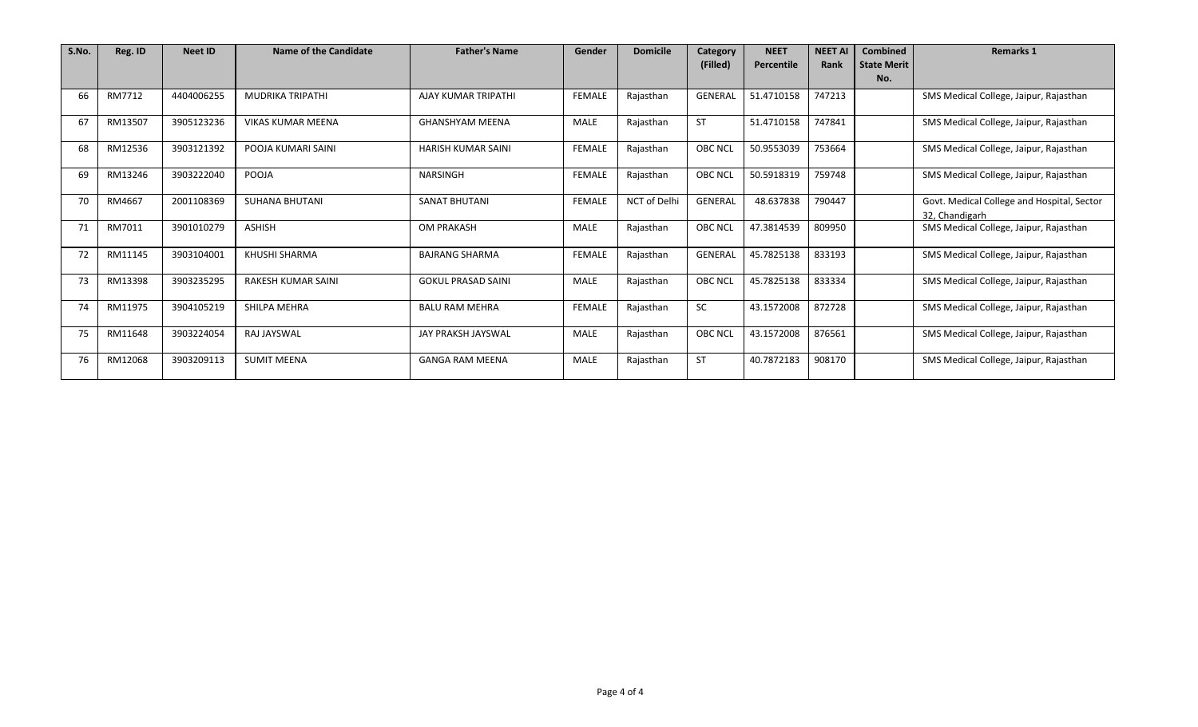| S.No. | Reg. ID | Neet ID | Name of the Candidate | Father's Name | Gender | Domicile | Category (Filled) | NEET Percentile | NEET AI Rank | Combined State Merit No. | Remarks 1 |
|---|---|---|---|---|---|---|---|---|---|---|---|
| 66 | RM7712 | 4404006255 | MUDRIKA TRIPATHI | AJAY KUMAR TRIPATHI | FEMALE | Rajasthan | GENERAL | 51.4710158 | 747213 | | SMS Medical College, Jaipur, Rajasthan |
| 67 | RM13507 | 3905123236 | VIKAS KUMAR MEENA | GHANSHYAM MEENA | MALE | Rajasthan | ST | 51.4710158 | 747841 | | SMS Medical College, Jaipur, Rajasthan |
| 68 | RM12536 | 3903121392 | POOJA KUMARI SAINI | HARISH KUMAR SAINI | FEMALE | Rajasthan | OBC NCL | 50.9553039 | 753664 | | SMS Medical College, Jaipur, Rajasthan |
| 69 | RM13246 | 3903222040 | POOJA | NARSINGH | FEMALE | Rajasthan | OBC NCL | 50.5918319 | 759748 | | SMS Medical College, Jaipur, Rajasthan |
| 70 | RM4667 | 2001108369 | SUHANA BHUTANI | SANAT BHUTANI | FEMALE | NCT of Delhi | GENERAL | 48.637838 | 790447 | | Govt. Medical College and Hospital, Sector 32, Chandigarh |
| 71 | RM7011 | 3901010279 | ASHISH | OM PRAKASH | MALE | Rajasthan | OBC NCL | 47.3814539 | 809950 | | SMS Medical College, Jaipur, Rajasthan |
| 72 | RM11145 | 3903104001 | KHUSHI SHARMA | BAJRANG SHARMA | FEMALE | Rajasthan | GENERAL | 45.7825138 | 833193 | | SMS Medical College, Jaipur, Rajasthan |
| 73 | RM13398 | 3903235295 | RAKESH KUMAR SAINI | GOKUL PRASAD SAINI | MALE | Rajasthan | OBC NCL | 45.7825138 | 833334 | | SMS Medical College, Jaipur, Rajasthan |
| 74 | RM11975 | 3904105219 | SHILPA MEHRA | BALU RAM MEHRA | FEMALE | Rajasthan | SC | 43.1572008 | 872728 | | SMS Medical College, Jaipur, Rajasthan |
| 75 | RM11648 | 3903224054 | RAJ JAYSWAL | JAY PRAKSH JAYSWAL | MALE | Rajasthan | OBC NCL | 43.1572008 | 876561 | | SMS Medical College, Jaipur, Rajasthan |
| 76 | RM12068 | 3903209113 | SUMIT MEENA | GANGA RAM MEENA | MALE | Rajasthan | ST | 40.7872183 | 908170 | | SMS Medical College, Jaipur, Rajasthan |